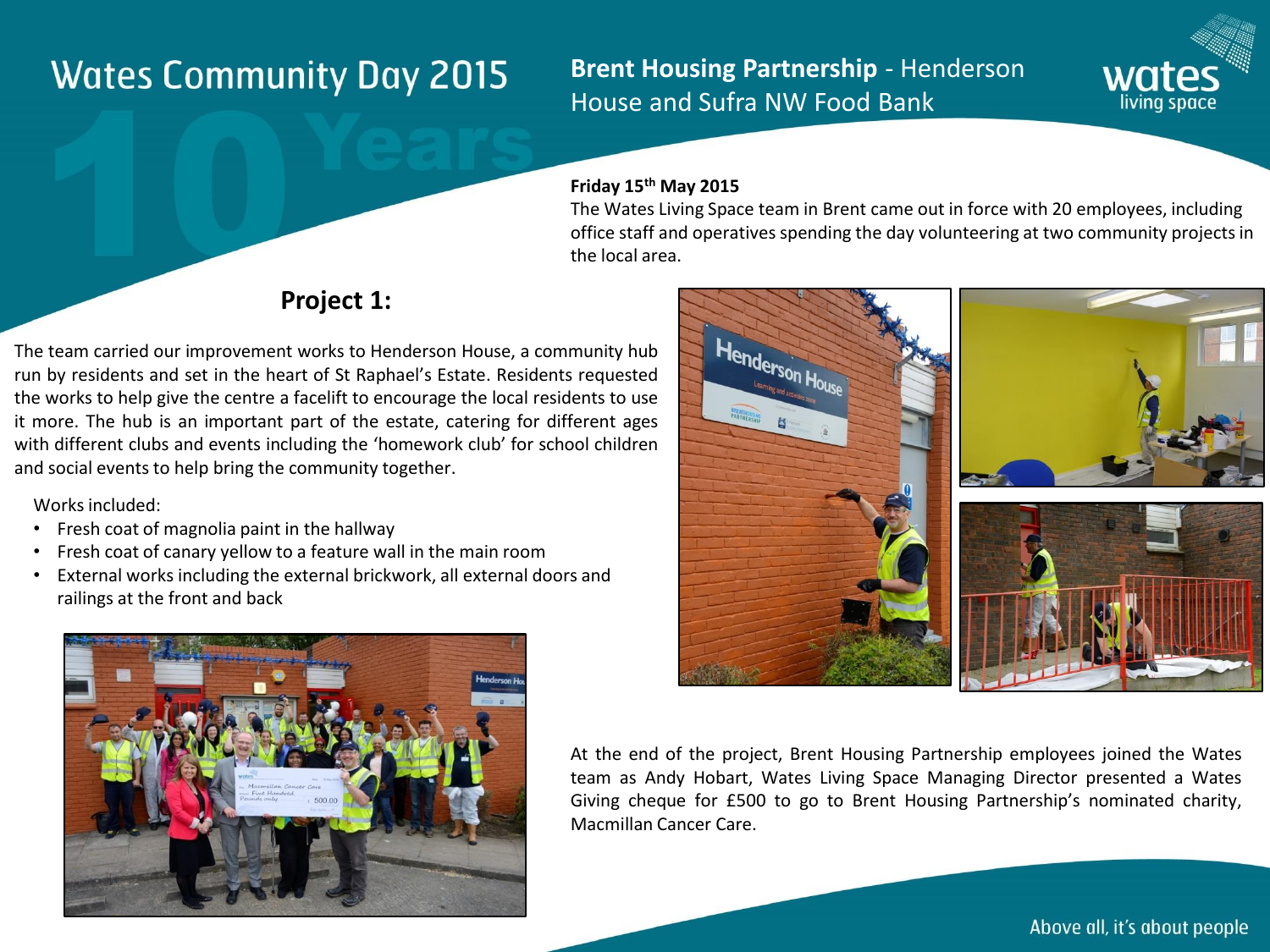# Wates Community Day 2015

## **Brent Housing Partnership** - Henderson House and Sufra NW Food Bank

**Friday 15th May 2015**

The Wates Living Space team in Brent came out in force with 20 employees, including office staff and operatives spending the day volunteering at two community projects in the local area.

## Project 1:

The team carried our improvement works to Henderson House, a community hub run by residents and set in the heart of St Raphael's Estate. Residents requested the works to help give the centre a facelift to encourage the local residents to use it more. The hub is an important part of the estate, catering for different ages with different clubs and events including the 'homework club' for school children and social events to help bring the community together.

Works included:

- Fresh coat of magnolia paint in the hallway
- Fresh coat of canary yellow to a feature wall in the main room
- External works including the external brickwork, all external doors and railings at the front and back

At the end of the project, Brent Housing Partnership employees joined the Wates team as Andy Hobart, Wates Living Space Managing Director presented a Wates Giving cheque for £500 to go to Brent Housing Partnership's nominated charity, Macmillan Cancer Care.

Above all, it's about people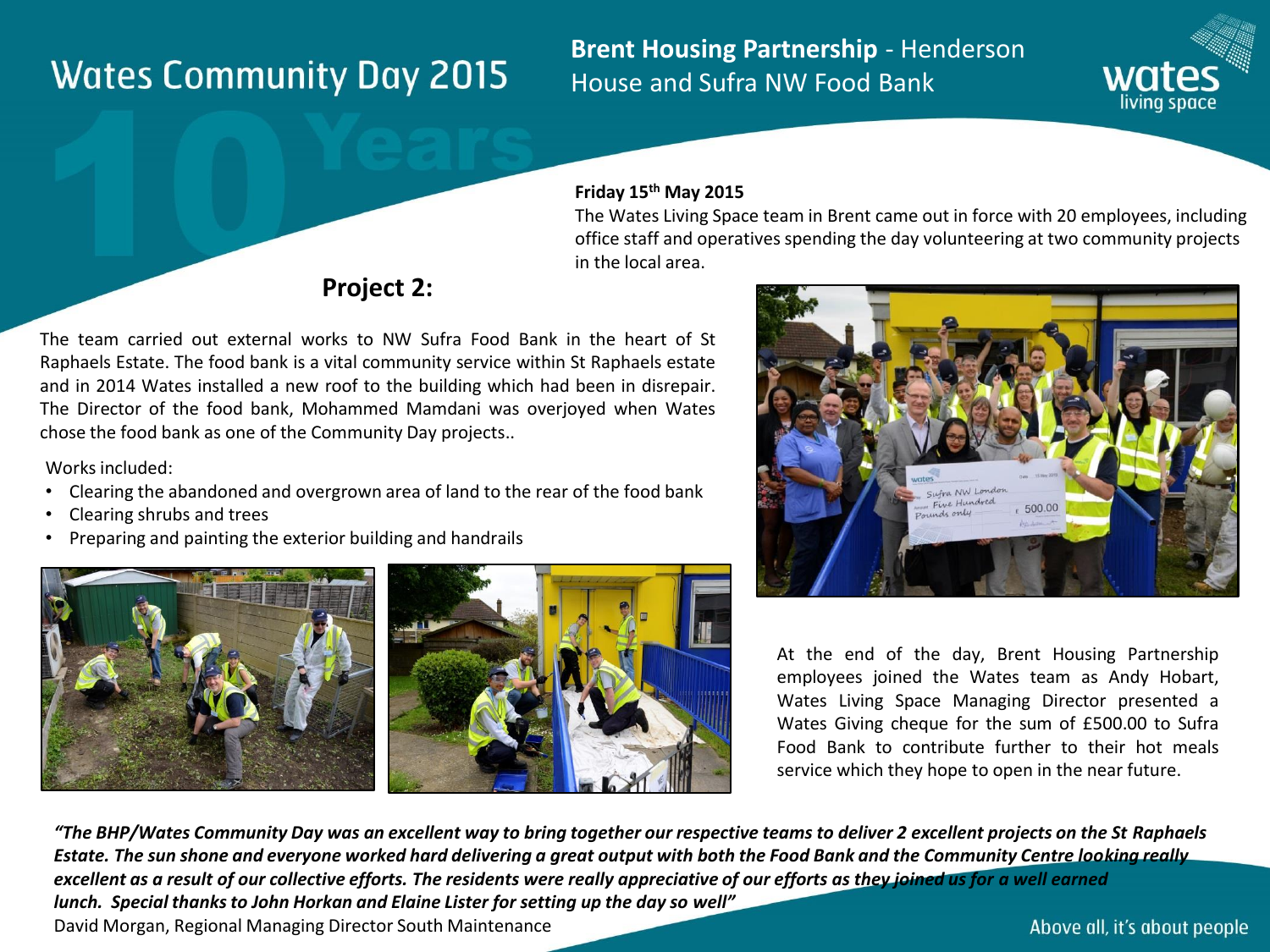# Wates Community Day 2015

**Brent Housing Partnership** - Henderson House and Sufra NW Food Bank

**Friday 15th May 2015**

The Wates Living Space team in Brent came out in force with 20 employees, including office staff and operatives spending the day volunteering at two community projects in the local area.

## Project 2:

The team carried out external works to NW Sufra Food Bank in the heart of St Raphaels Estate. The food bank is a vital community service within St Raphaels estate and in 2014 Wates installed a new roof to the building which had been in disrepair. The Director of the food bank, Mohammed Mamdani was overjoyed when Wates chose the food bank as one of the Community Day projects..

Works included:

- Clearing the abandoned and overgrown area of land to the rear of the food bank
- Clearing shrubs and trees
- Preparing and painting the exterior building and handrails

At the end of the day, Brent Housing Partnership employees joined the Wates team as Andy Hobart, Wates Living Space Managing Director presented a Wates Giving cheque for the sum of £500.00 to Sufra Food Bank to contribute further to their hot meals service which they hope to open in the near future.

***"The BHP/Wates Community Day was an excellent way to bring together our respective teams to deliver 2 excellent projects on the St Raphaels Estate. The sun shone and everyone worked hard delivering a great output with both the Food Bank and the Community Centre looking really excellent as a result of our collective efforts. The residents were really appreciative of our efforts as they joined us for a well earned lunch. Special thanks to John Horkan and Elaine Lister for setting up the day so well"***

David Morgan, Regional Managing Director South Maintenance

Above all, it's about people